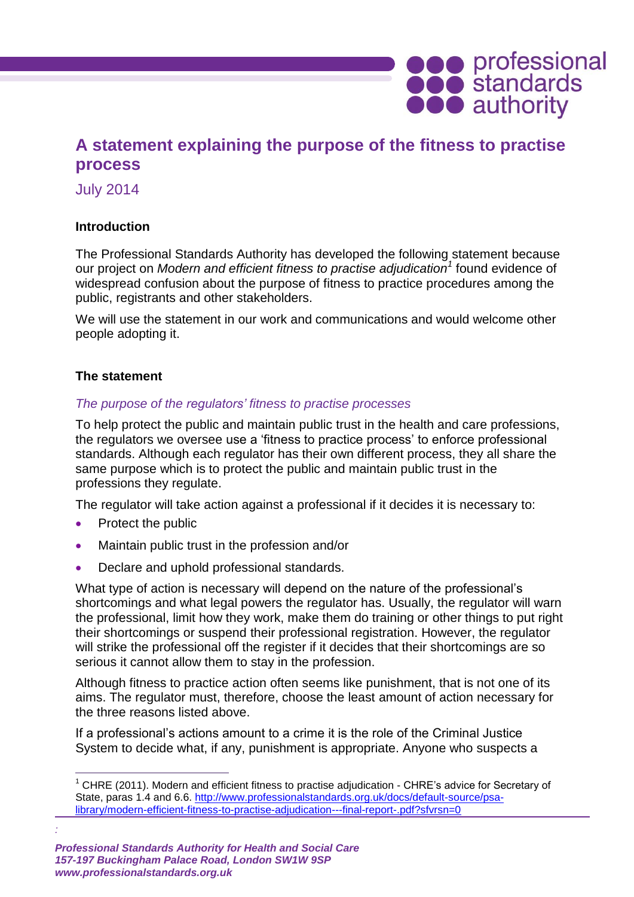# A statement explaining the purpose of the fitness to practise process

July 2014

### Introduction

The Professional Standards Authority has developed the following statement because our project on *Modern and efficient fitness to practise adjudication*[1] found evidence of widespread confusion about the purpose of fitness to practice procedures among the public, registrants and other stakeholders.

We will use the statement in our work and communications and would welcome other people adopting it.

### The statement

*The purpose of the regulators' fitness to practise processes*

To help protect the public and maintain public trust in the health and care professions, the regulators we oversee use a 'fitness to practice process' to enforce professional standards. Although each regulator has their own different process, they all share the same purpose which is to protect the public and maintain public trust in the professions they regulate.

The regulator will take action against a professional if it decides it is necessary to:

- Protect the public
- Maintain public trust in the profession and/or
- Declare and uphold professional standards.

What type of action is necessary will depend on the nature of the professional's shortcomings and what legal powers the regulator has. Usually, the regulator will warn the professional, limit how they work, make them do training or other things to put right their shortcomings or suspend their professional registration. However, the regulator will strike the professional off the register if it decides that their shortcomings are so serious it cannot allow them to stay in the profession.

Although fitness to practice action often seems like punishment, that is not one of its aims. The regulator must, therefore, choose the least amount of action necessary for the three reasons listed above.

If a professional's actions amount to a crime it is the role of the Criminal Justice System to decide what, if any, punishment is appropriate. Anyone who suspects a

[1] CHRE (2011). Modern and efficient fitness to practise adjudication - CHRE's advice for Secretary of State, paras 1.4 and 6.6. http://www.professionalstandards.org.uk/docs/default-source/psa-library/modern-efficient-fitness-to-practise-adjudication---final-report-.pdf?sfvrsn=0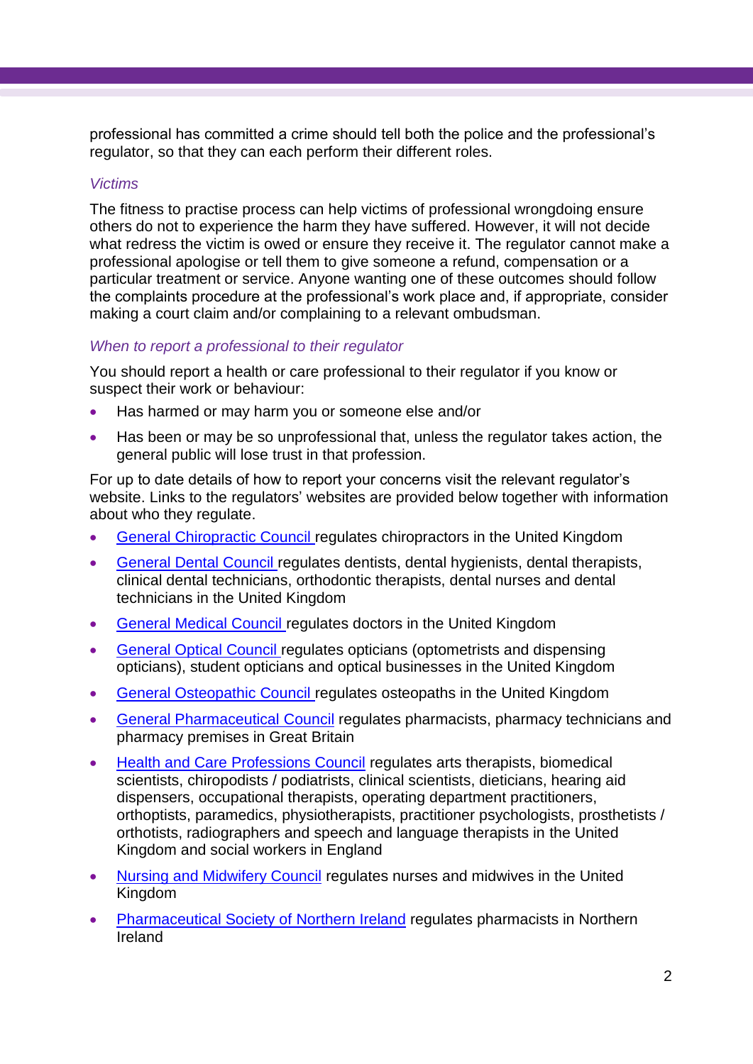professional has committed a crime should tell both the police and the professional's regulator, so that they can each perform their different roles.

### *Victims*

The fitness to practise process can help victims of professional wrongdoing ensure others do not to experience the harm they have suffered. However, it will not decide what redress the victim is owed or ensure they receive it. The regulator cannot make a professional apologise or tell them to give someone a refund, compensation or a particular treatment or service. Anyone wanting one of these outcomes should follow the complaints procedure at the professional's work place and, if appropriate, consider making a court claim and/or complaining to a relevant ombudsman.

### *When to report a professional to their regulator*

You should report a health or care professional to their regulator if you know or suspect their work or behaviour:

- Has harmed or may harm you or someone else and/or
- Has been or may be so unprofessional that, unless the regulator takes action, the general public will lose trust in that profession.

For up to date details of how to report your concerns visit the relevant regulator's website. Links to the regulators' websites are provided below together with information about who they regulate.

- General Chiropractic Council regulates chiropractors in the United Kingdom
- General Dental Council regulates dentists, dental hygienists, dental therapists, clinical dental technicians, orthodontic therapists, dental nurses and dental technicians in the United Kingdom
- General Medical Council regulates doctors in the United Kingdom
- General Optical Council regulates opticians (optometrists and dispensing opticians), student opticians and optical businesses in the United Kingdom
- General Osteopathic Council regulates osteopaths in the United Kingdom
- General Pharmaceutical Council regulates pharmacists, pharmacy technicians and pharmacy premises in Great Britain
- Health and Care Professions Council regulates arts therapists, biomedical scientists, chiropodists / podiatrists, clinical scientists, dieticians, hearing aid dispensers, occupational therapists, operating department practitioners, orthoptists, paramedics, physiotherapists, practitioner psychologists, prosthetists / orthotists, radiographers and speech and language therapists in the United Kingdom and social workers in England
- Nursing and Midwifery Council regulates nurses and midwives in the United Kingdom
- Pharmaceutical Society of Northern Ireland regulates pharmacists in Northern Ireland